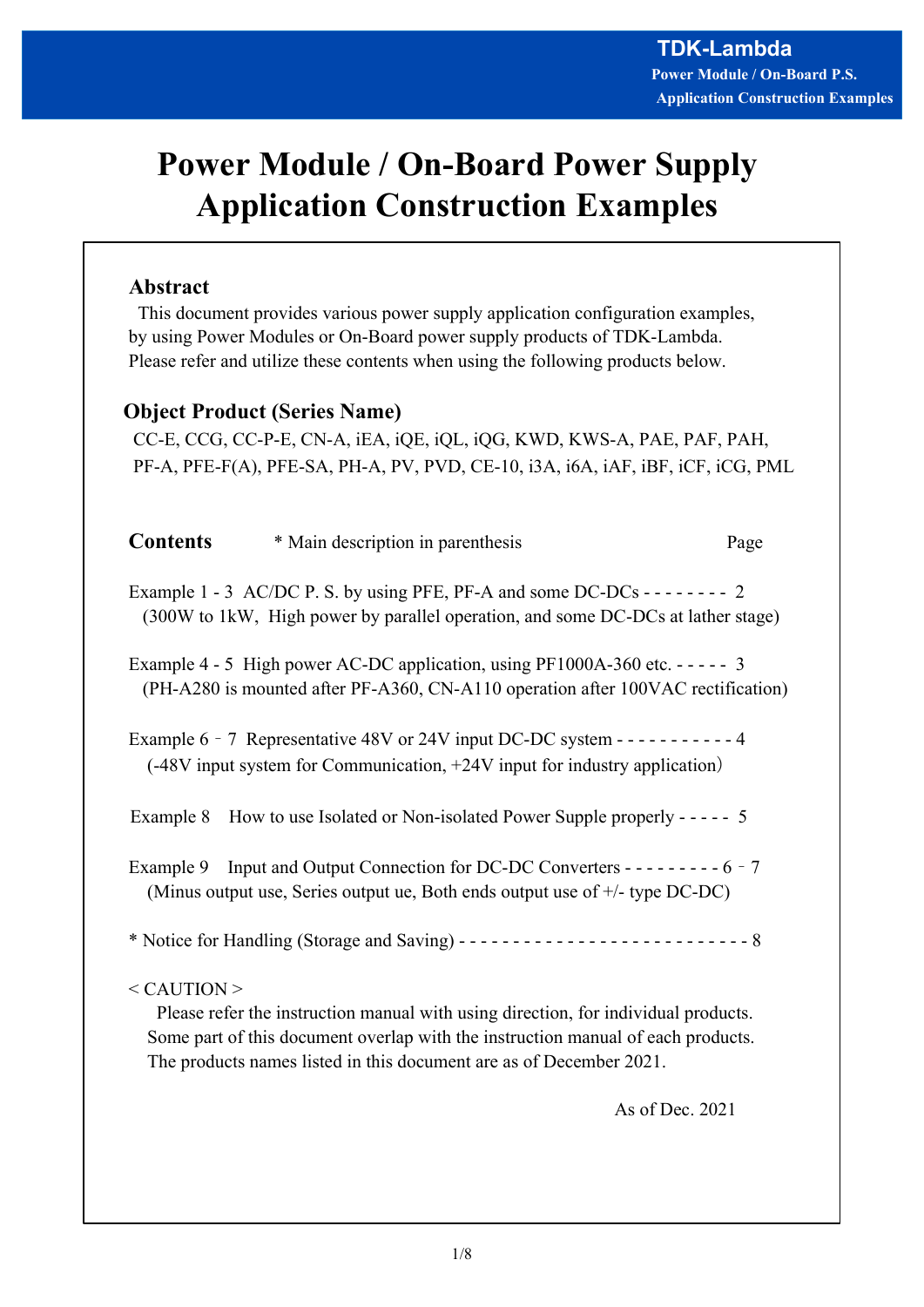# Power Module / On-Board Power Supply Application Construction Examples

## Abstract

This document provides various power supply application configuration examples, by using Power Modules or On-Board power supply products of TDK-Lambda. Please refer and utilize these contents when using the following products below.

## Object Product (Series Name)

CC-E, CCG, CC-P-E, CN-A, iEA, iQE, iQL, iQG, KWD, KWS-A, PAE, PAF, PAH, PF-A, PFE-F(A), PFE-SA, PH-A, PV, PVD, CE-10, i3A, i6A, iAF, iBF, iCF, iCG, PML

## Contents

\* Main description in parenthesis — Page

Example 1 - 3 AC/DC P. S. by using PFE, PF-A and some DC-DCs - - - - - - - - 2
(300W to 1kW, High power by parallel operation, and some DC-DCs at lather stage)

Example 4 - 5 High power AC-DC application, using PF1000A-360 etc. - - - - - 3
(PH-A280 is mounted after PF-A360, CN-A110 operation after 100VAC rectification)

Example 6 - 7 Representative 48V or 24V input DC-DC system - - - - - - - - - - - 4
(-48V input system for Communication, +24V input for industry application)

Example 8 How to use Isolated or Non-isolated Power Supple properly - - - - - 5

Example 9 Input and Output Connection for DC-DC Converters - - - - - - - - - 6 - 7
(Minus output use, Series output ue, Both ends output use of +/- type DC-DC)

\* Notice for Handling (Storage and Saving) - - - - - - - - - - - - - - - - - - - - - - - - - - - 8

< CAUTION >

Please refer the instruction manual with using direction, for individual products.
Some part of this document overlap with the instruction manual of each products.
The products names listed in this document are as of December 2021.

As of Dec. 2021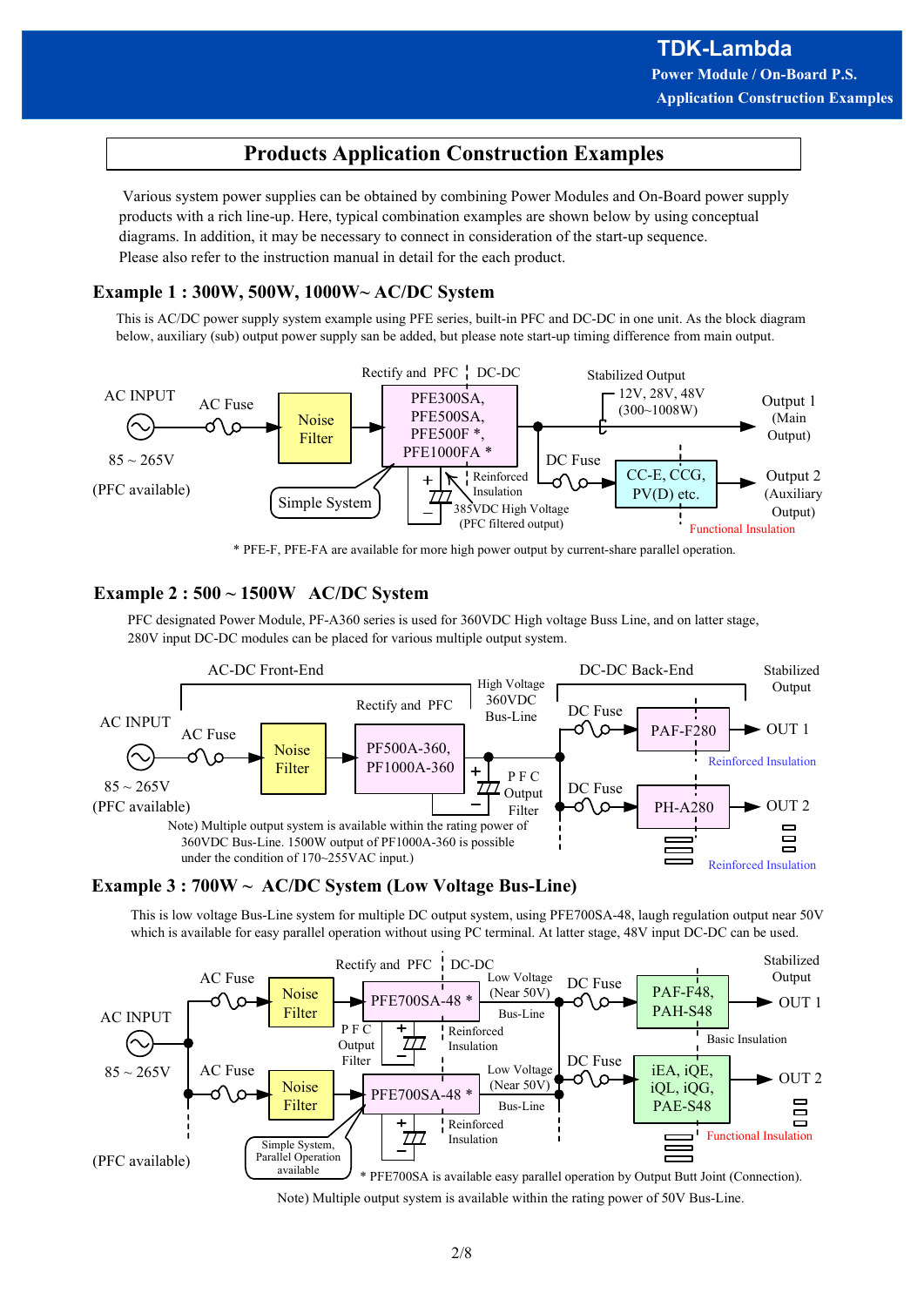# Products Application Construction Examples

Various system power supplies can be obtained by combining Power Modules and On-Board power supply products with a rich line-up. Here, typical combination examples are shown below by using conceptual diagrams. In addition, it may be necessary to connect in consideration of the start-up sequence. Please also refer to the instruction manual in detail for the each product.

## Example 1 : 300W, 500W, 1000W~ AC/DC System

This is AC/DC power supply system example using PFE series, built-in PFC and DC-DC in one unit. As the block diagram below, auxiliary (sub) output power supply san be added, but please note start-up timing difference from main output.

AC INPUT 85 ~ 265V (PFC available) → AC Fuse → Noise Filter → Rectify and PFC | DC-DC: PFE300SA, PFE500SA, PFE500F *, PFE1000FA * (Simple System) → Stabilized Output 12V, 28V, 48V (300~1008W) → Output 1 (Main Output)

385VDC High Voltage (PFC filtered output), Reinforced Insulation

DC Fuse → CC-E, CCG, PV(D) etc. → Output 2 (Auxiliary Output), Functional Insulation

\* PFE-F, PFE-FA are available for more high power output by current-share parallel operation.

## Example 2 : 500 ~ 1500W AC/DC System

PFC designated Power Module, PF-A360 series is used for 360VDC High voltage Buss Line, and on latter stage, 280V input DC-DC modules can be placed for various multiple output system.

AC-DC Front-End: AC INPUT 85 ~ 265V (PFC available) → AC Fuse → Noise Filter → Rectify and PFC: PF500A-360, PF1000A-360 → PFC Output Filter → High Voltage 360VDC Bus-Line

DC-DC Back-End: DC Fuse → PAF-F280 → OUT 1 (Reinforced Insulation); DC Fuse → PH-A280 → OUT 2 (Reinforced Insulation) → Stabilized Output

Note) Multiple output system is available within the rating power of 360VDC Bus-Line. 1500W output of PF1000A-360 is possible under the condition of 170~255VAC input.)

## Example 3 : 700W ~ AC/DC System (Low Voltage Bus-Line)

This is low voltage Bus-Line system for multiple DC output system, using PFE700SA-48, laugh regulation output near 50V which is available for easy parallel operation without using PC terminal. At latter stage, 48V input DC-DC can be used.

AC INPUT 85 ~ 265V (PFC available) → AC Fuse → Noise Filter → Rectify and PFC | DC-DC: PFE700SA-48 * (PFC Output Filter, Reinforced Insulation) → Low Voltage (Near 50V) Bus-Line

AC Fuse → Noise Filter → PFE700SA-48 * (Reinforced Insulation) → Low Voltage (Near 50V) Bus-Line (Simple System, Parallel Operation available)

DC Fuse → PAF-F48, PAH-S48 → OUT 1 (Basic Insulation); DC Fuse → iEA, iQE, iQL, iQG, PAE-S48 → OUT 2 (Functional Insulation) → Stabilized Output

\* PFE700SA is available easy parallel operation by Output Butt Joint (Connection).

Note) Multiple output system is available within the rating power of 50V Bus-Line.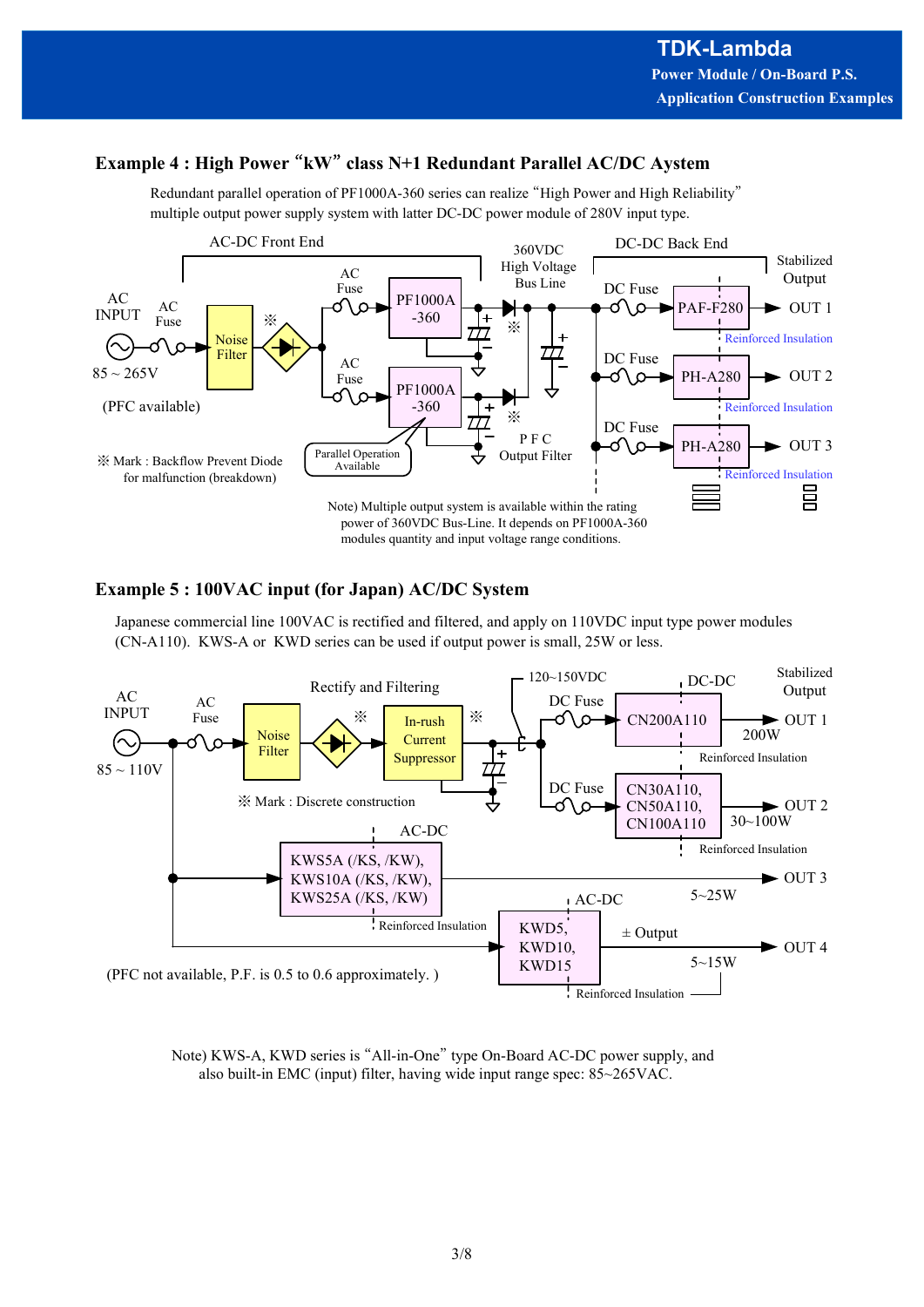## Example 4 : High Power "kW" class N+1 Redundant Parallel AC/DC Aystem

Redundant parallel operation of PF1000A-360 series can realize "High Power and High Reliability" multiple output power supply system with latter DC-DC power module of 280V input type.

AC-DC Front End

DC-DC Back End

AC INPUT

85 ~ 265V

(PFC available)

AC Fuse

Noise Filter

※

AC Fuse

PF1000A -360

AC Fuse

PF1000A -360

Parallel Operation Available

360VDC High Voltage Bus Line

※

※

P F C Output Filter

DC Fuse

PAF-F280

DC Fuse

PH-A280

DC Fuse

PH-A280

Stabilized Output

OUT 1

OUT 2

OUT 3

Reinforced Insulation

Reinforced Insulation

Reinforced Insulation

※ Mark : Backflow Prevent Diode for malfunction (breakdown)

Note) Multiple output system is available within the rating power of 360VDC Bus-Line. It depends on PF1000A-360 modules quantity and input voltage range conditions.

## Example 5 : 100VAC input (for Japan) AC/DC System

Japanese commercial line 100VAC is rectified and filtered, and apply on 110VDC input type power modules (CN-A110). KWS-A or KWD series can be used if output power is small, 25W or less.

AC INPUT

85 ~ 110V

AC Fuse

Rectify and Filtering

Noise Filter

※

In-rush Current Suppressor

※

※ Mark : Discrete construction

120~150VDC

DC Fuse

CN200A110

200W

DC Fuse

CN30A110, CN50A110, CN100A110

30~100W

DC-DC

Stabilized Output

OUT 1

OUT 2

Reinforced Insulation

Reinforced Insulation

AC-DC

KWS5A (/KS, /KW), KWS10A (/KS, /KW), KWS25A (/KS, /KW)

Reinforced Insulation

OUT 3

5~25W

AC-DC

KWD5, KWD10, KWD15

± Output

OUT 4

5~15W

Reinforced Insulation

(PFC not available, P.F. is 0.5 to 0.6 approximately. )

Note) KWS-A, KWD series is "All-in-One" type On-Board AC-DC power supply, and also built-in EMC (input) filter, having wide input range spec: 85~265VAC.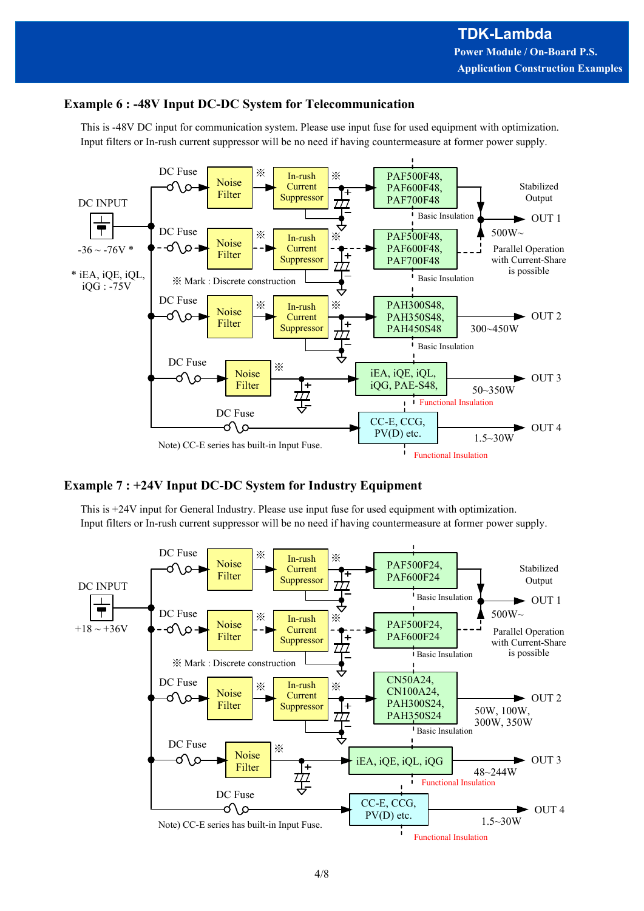## Example 6 : -48V Input DC-DC System for Telecommunication

This is -48V DC input for communication system. Please use input fuse for used equipment with optimization.
Input filters or In-rush current suppressor will be no need if having countermeasure at former power supply.

DC INPUT

-36 ~ -76V *

* iEA, iQE, iQL, iQG : -75V

DC Fuse → Noise Filter ※ → In-rush Current Suppressor ※ → PAF500F48, PAF600F48, PAF700F48 (Basic Insulation)

DC Fuse → Noise Filter ※ → In-rush Current Suppressor ※ → PAF500F48, PAF600F48, PAF700F48 (Basic Insulation)

Stabilized Output → OUT 1 : 500W~
Parallel Operation with Current-Share is possible

※ Mark : Discrete construction

DC Fuse → Noise Filter ※ → In-rush Current Suppressor ※ → PAH300S48, PAH350S48, PAH450S48 (Basic Insulation) → OUT 2 : 300~450W

DC Fuse → Noise Filter ※ → iEA, iQE, iQL, iQG, PAE-S48, (Functional Insulation) → OUT 3 : 50~350W

DC Fuse → CC-E, CCG, PV(D) etc. (Functional Insulation) → OUT 4 : 1.5~30W

Note) CC-E series has built-in Input Fuse.

## Example 7 : +24V Input DC-DC System for Industry Equipment

This is +24V input for General Industry. Please use input fuse for used equipment with optimization.
Input filters or In-rush current suppressor will be no need if having countermeasure at former power supply.

DC INPUT

+18 ~ +36V

DC Fuse → Noise Filter ※ → In-rush Current Suppressor ※ → PAF500F24, PAF600F24 (Basic Insulation)

DC Fuse → Noise Filter ※ → In-rush Current Suppressor ※ → PAF500F24, PAF600F24 (Basic Insulation)

Stabilized Output → OUT 1 : 500W~
Parallel Operation with Current-Share is possible

※ Mark : Discrete construction

DC Fuse → Noise Filter ※ → In-rush Current Suppressor ※ → CN50A24, CN100A24, PAH300S24, PAH350S24 (Basic Insulation) → OUT 2 : 50W, 100W, 300W, 350W

DC Fuse → Noise Filter ※ → iEA, iQE, iQL, iQG (Functional Insulation) → OUT 3 : 48~244W

DC Fuse → CC-E, CCG, PV(D) etc. (Functional Insulation) → OUT 4 : 1.5~30W

Note) CC-E series has built-in Input Fuse.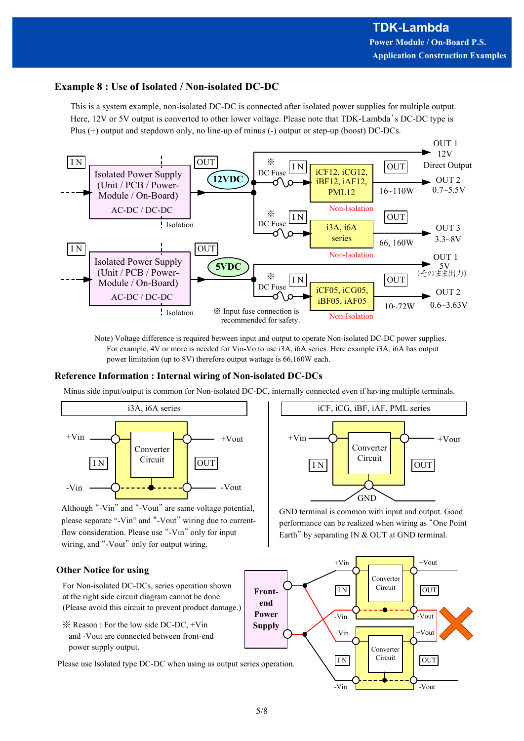## Example 8 : Use of Isolated / Non-isolated DC-DC

This is a system example, non-isolated DC-DC is connected after isolated power supplies for multiple output. Here, 12V or 5V output is converted to other lower voltage. Please note that TDK-Lambda's DC-DC type is Plus (+) output and stepdown only, no line-up of minus (-) output or step-up (boost) DC-DCs.

IN → Isolated Power Supply (Unit / PCB / Power-Module / On-Board) AC-DC / DC-DC → OUT 12VDC

- OUT 1: 12V Direct Output
- ※ DC Fuse → IN iCF12, iCG12, iBF12, iAF12, PML12 (Non-Isolation) OUT 16~110W → OUT 2: 0.7~5.5V
- ※ DC Fuse → IN i3A, i6A series (Non-Isolation) OUT 66, 160W → OUT 3: 3.3~8V

Isolation

IN → Isolated Power Supply (Unit / PCB / Power-Module / On-Board) AC-DC / DC-DC → OUT 5VDC

- OUT 1: 5V (そのまま出力)
- ※ DC Fuse → IN iCF05, iCG05, iBF05, iAF05 (Non-Isolation) OUT 10~72W → OUT 2: 0.6~3.63V

Isolation

※ Input fuse connection is recommended for safety.

Note) Voltage difference is required between input and output to operate Non-isolated DC-DC power supplies. For example, 4V or more is needed for Vin-Vo to use i3A, i6A series. Here example i3A, i6A has output power limitation (up to 8V) therefore output wattage is 66,160W each.

## Reference Information : Internal wiring of Non-isolated DC-DCs

Minus side input/output is common for Non-isolated DC-DC, internally connected even if having multiple terminals.

**i3A, i6A series**

+Vin, -Vin (IN) — Converter Circuit — +Vout, -Vout (OUT)

Although "-Vin" and "-Vout" are same voltage potential, please separate "-Vin" and "-Vout" wiring due to current-flow consideration. Please use "-Vin" only for input wiring, and "-Vout" only for output wiring.

**iCF, iCG, iBF, iAF, PML series**

+Vin (IN) — Converter Circuit — +Vout (OUT), GND

GND terminal is common with input and output. Good performance can be realized when wiring as "One Point Earth" by separating IN & OUT at GND terminal.

### Other Notice for using

For Non-isolated DC-DCs, series operation shown at the right side circuit diagram cannot be done. (Please avoid this circuit to prevent product damage.)

※ Reason : For the low side DC-DC, +Vin and -Vout are connected between front-end power supply output.

Please use Isolated type DC-DC when using as output series operation.

Front-end Power Supply → +Vin, -Vin (IN) Converter Circuit +Vout, -Vout (OUT); +Vin, -Vin (IN) Converter Circuit +Vout, -Vout (OUT)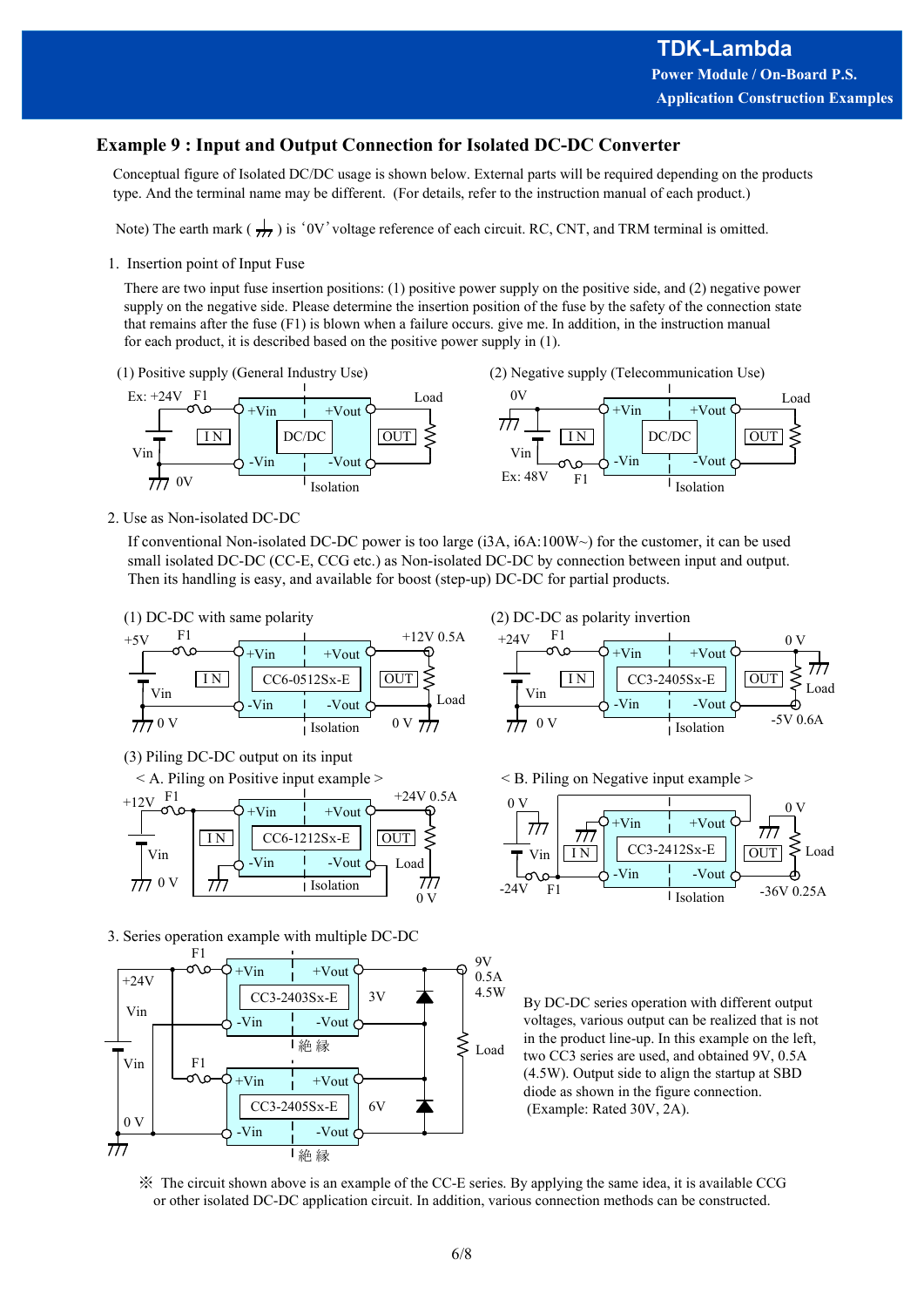## Example 9 : Input and Output Connection for Isolated DC-DC Converter

Conceptual figure of Isolated DC/DC usage is shown below. External parts will be required depending on the products type. And the terminal name may be different. (For details, refer to the instruction manual of each product.)

Note) The earth mark ( ⏚ ) is '0V' voltage reference of each circuit. RC, CNT, and TRM terminal is omitted.

1. Insertion point of Input Fuse

There are two input fuse insertion positions: (1) positive power supply on the positive side, and (2) negative power supply on the negative side. Please determine the insertion position of the fuse by the safety of the connection state that remains after the fuse (F1) is blown when a failure occurs. give me. In addition, in the instruction manual for each product, it is described based on the positive power supply in (1).

(1) Positive supply (General Industry Use)

Ex: +24V F1 +Vin +Vout Load IN DC/DC OUT Vin -Vin -Vout 0V Isolation

(2) Negative supply (Telecommunication Use)

0V +Vin +Vout Load IN DC/DC OUT Vin -Vin -Vout Ex: 48V F1 Isolation

2. Use as Non-isolated DC-DC

If conventional Non-isolated DC-DC power is too large (i3A, i6A:100W~) for the customer, it can be used small isolated DC-DC (CC-E, CCG etc.) as Non-isolated DC-DC by connection between input and output. Then its handling is easy, and available for boost (step-up) DC-DC for partial products.

(1) DC-DC with same polarity

+5V F1 +Vin +Vout +12V 0.5A IN CC6-0512Sx-E OUT Vin -Vin -Vout Load 0 V Isolation 0 V

(2) DC-DC as polarity inversion

+24V F1 +Vin +Vout 0 V IN CC3-2405Sx-E OUT Load Vin -Vin -Vout 0 V Isolation -5V 0.6A

(3) Piling DC-DC output on its input

< A. Piling on Positive input example >

+12V F1 +Vin +Vout +24V 0.5A IN CC6-1212Sx-E OUT Vin -Vin -Vout Load 0 V Isolation 0 V

< B. Piling on Negative input example >

0 V +Vin +Vout 0 V Vin IN CC3-2412Sx-E OUT Load -Vin -Vout -24V F1 Isolation -36V 0.25A

3. Series operation example with multiple DC-DC

F1 +Vin +Vout 9V 0.5A 4.5W +24V CC3-2403Sx-E 3V Vin -Vin -Vout 絶縁 Load Vin F1 +Vin +Vout CC3-2405Sx-E 6V 0 V -Vin -Vout 絶縁

By DC-DC series operation with different output voltages, various output can be realized that is not in the product line-up. In this example on the left, two CC3 series are used, and obtained 9V, 0.5A (4.5W). Output side to align the startup at SBD diode as shown in the figure connection. (Example: Rated 30V, 2A).

※ The circuit shown above is an example of the CC-E series. By applying the same idea, it is available CCG or other isolated DC-DC application circuit. In addition, various connection methods can be constructed.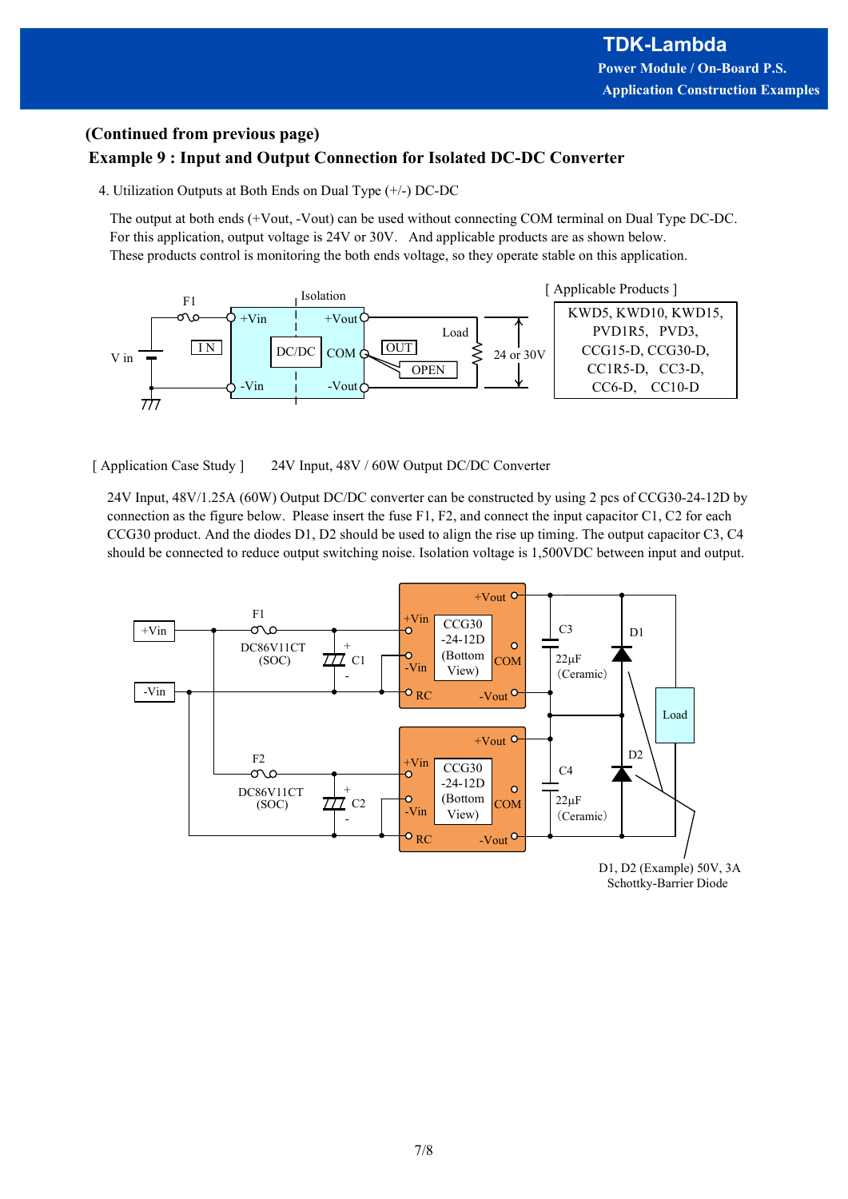**(Continued from previous page)**

## Example 9 : Input and Output Connection for Isolated DC-DC Converter

4. Utilization Outputs at Both Ends on Dual Type (+/-) DC-DC

The output at both ends (+Vout, -Vout) can be used without connecting COM terminal on Dual Type DC-DC. For this application, output voltage is 24V or 30V. And applicable products are as shown below. These products control is monitoring the both ends voltage, so they operate stable on this application.

[ Applicable Products ]

KWD5, KWD10, KWD15, PVD1R5, PVD3, CCG15-D, CCG30-D, CC1R5-D, CC3-D, CC6-D, CC10-D

[ Application Case Study ] 24V Input, 48V / 60W Output DC/DC Converter

24V Input, 48V/1.25A (60W) Output DC/DC converter can be constructed by using 2 pcs of CCG30-24-12D by connection as the figure below. Please insert the fuse F1, F2, and connect the input capacitor C1, C2 for each CCG30 product. And the diodes D1, D2 should be used to align the rise up timing. The output capacitor C3, C4 should be connected to reduce output switching noise. Isolation voltage is 1,500VDC between input and output.

D1, D2 (Example) 50V, 3A Schottky-Barrier Diode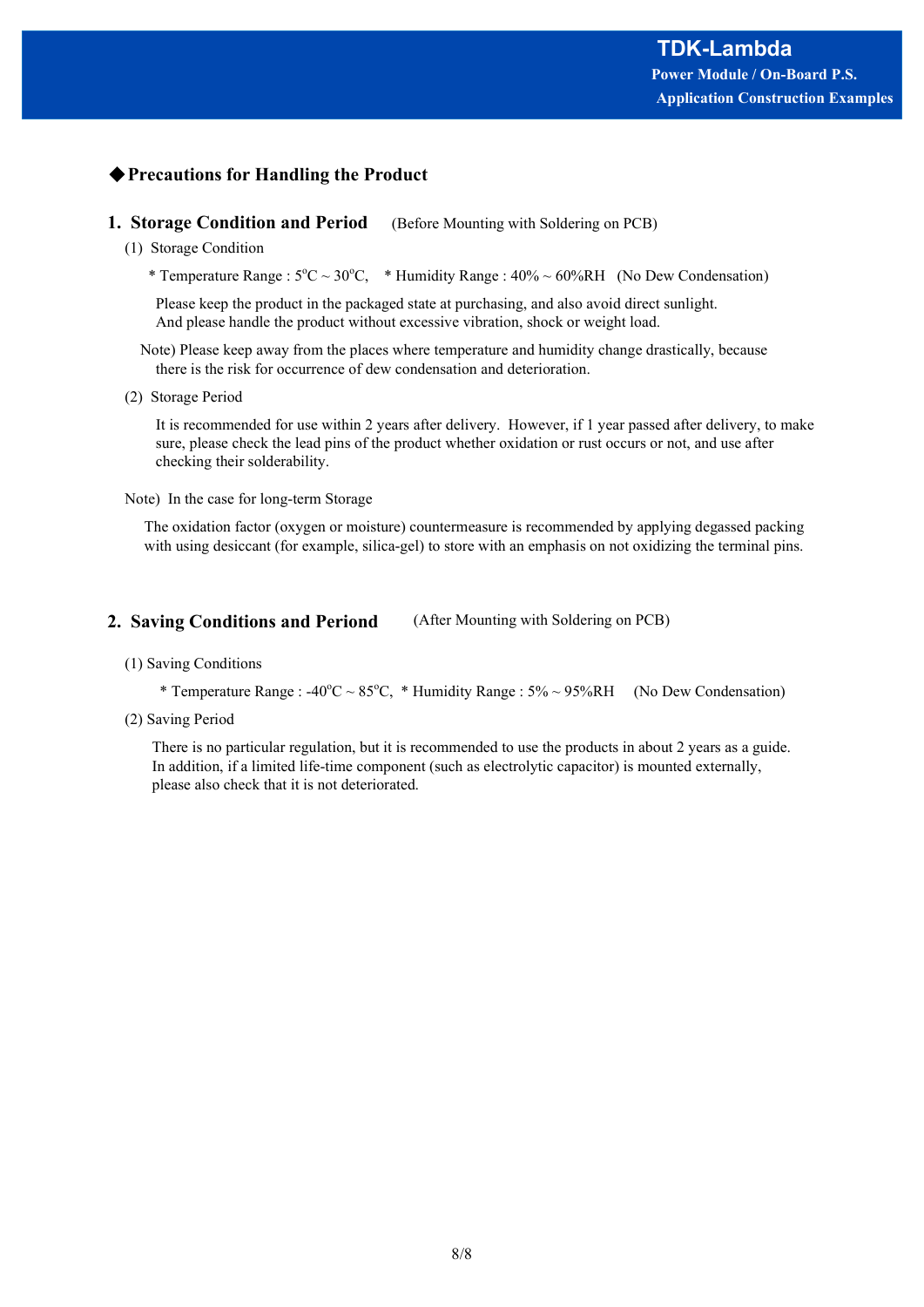## ◆Precautions for Handling the Product

### 1. Storage Condition and Period (Before Mounting with Soldering on PCB)

(1) Storage Condition

* Temperature Range : 5°C ~ 30°C, * Humidity Range : 40% ~ 60%RH (No Dew Condensation)

Please keep the product in the packaged state at purchasing, and also avoid direct sunlight.
And please handle the product without excessive vibration, shock or weight load.

Note) Please keep away from the places where temperature and humidity change drastically, because there is the risk for occurrence of dew condensation and deterioration.

(2) Storage Period

It is recommended for use within 2 years after delivery. However, if 1 year passed after delivery, to make sure, please check the lead pins of the product whether oxidation or rust occurs or not, and use after checking their solderability.

Note) In the case for long-term Storage

The oxidation factor (oxygen or moisture) countermeasure is recommended by applying degassed packing with using desiccant (for example, silica-gel) to store with an emphasis on not oxidizing the terminal pins.

### 2. Saving Conditions and Periond (After Mounting with Soldering on PCB)

(1) Saving Conditions

* Temperature Range : -40°C ~ 85°C, * Humidity Range : 5% ~ 95%RH (No Dew Condensation)

(2) Saving Period

There is no particular regulation, but it is recommended to use the products in about 2 years as a guide.
In addition, if a limited life-time component (such as electrolytic capacitor) is mounted externally, please also check that it is not deteriorated.